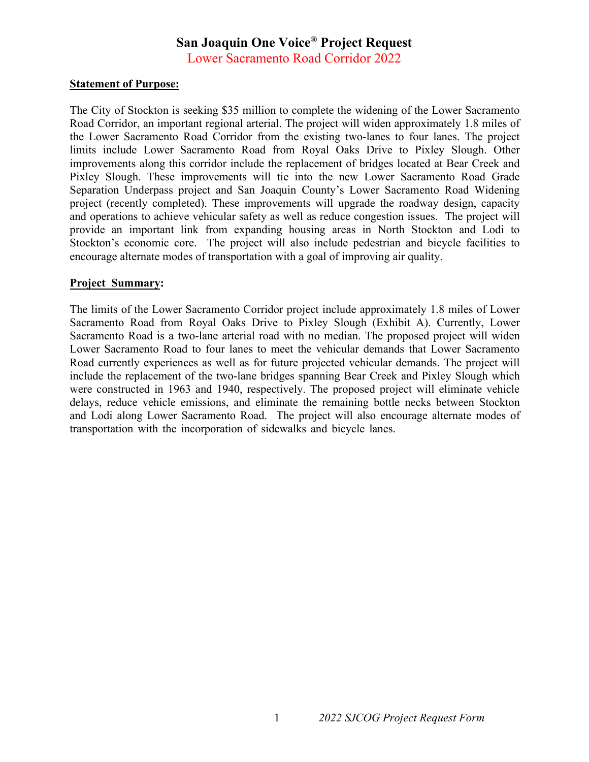# San Joaquin One Voice® Project Request

## Lower Sacramento Road Corridor 2022

**Statement of Purpose:**

The City of Stockton is seeking $35 million to complete the widening of the Lower Sacramento Road Corridor, an important regional arterial. The project will widen approximately 1.8 miles of the Lower Sacramento Road Corridor from the existing two-lanes to four lanes. The project limits include Lower Sacramento Road from Royal Oaks Drive to Pixley Slough. Other improvements along this corridor include the replacement of bridges located at Bear Creek and Pixley Slough. These improvements will tie into the new Lower Sacramento Road Grade Separation Underpass project and San Joaquin County's Lower Sacramento Road Widening project (recently completed). These improvements will upgrade the roadway design, capacity and operations to achieve vehicular safety as well as reduce congestion issues. The project will provide an important link from expanding housing areas in North Stockton and Lodi to Stockton's economic core. The project will also include pedestrian and bicycle facilities to encourage alternate modes of transportation with a goal of improving air quality.

**Project Summary:**

The limits of the Lower Sacramento Corridor project include approximately 1.8 miles of Lower Sacramento Road from Royal Oaks Drive to Pixley Slough (Exhibit A). Currently, Lower Sacramento Road is a two-lane arterial road with no median. The proposed project will widen Lower Sacramento Road to four lanes to meet the vehicular demands that Lower Sacramento Road currently experiences as well as for future projected vehicular demands. The project will include the replacement of the two-lane bridges spanning Bear Creek and Pixley Slough which were constructed in 1963 and 1940, respectively. The proposed project will eliminate vehicle delays, reduce vehicle emissions, and eliminate the remaining bottle necks between Stockton and Lodi along Lower Sacramento Road. The project will also encourage alternate modes of transportation with the incorporation of sidewalks and bicycle lanes.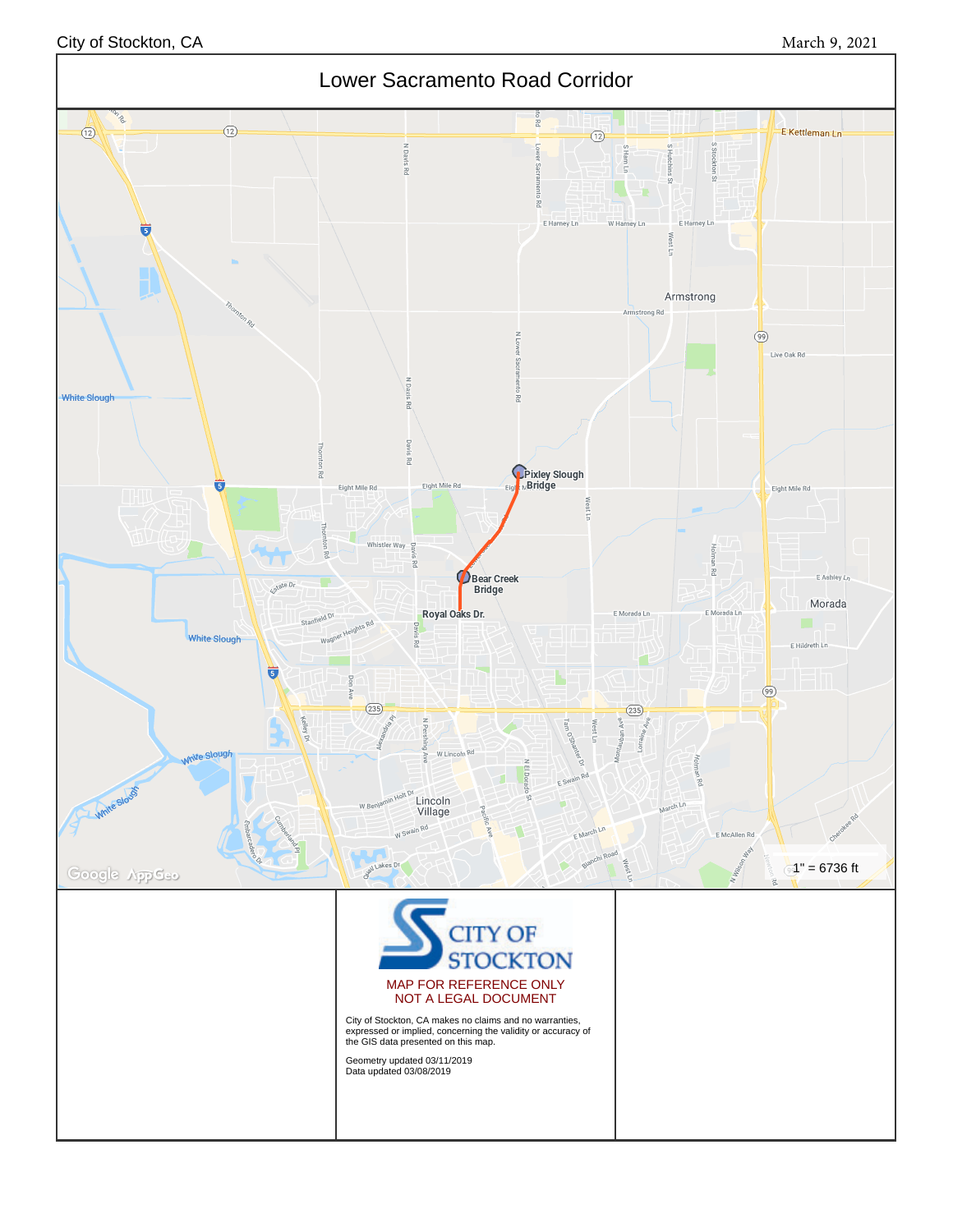City of Stockton, CA

March 9, 2021

# Lower Sacramento Road Corridor

Pixley Slough Bridge

Bear Creek Bridge

Royal Oaks Dr.

1" = 6736 ft

CITY OF STOCKTON

MAP FOR REFERENCE ONLY
NOT A LEGAL DOCUMENT

City of Stockton, CA makes no claims and no warranties, expressed or implied, concerning the validity or accuracy of the GIS data presented on this map.

Geometry updated 03/11/2019
Data updated 03/08/2019